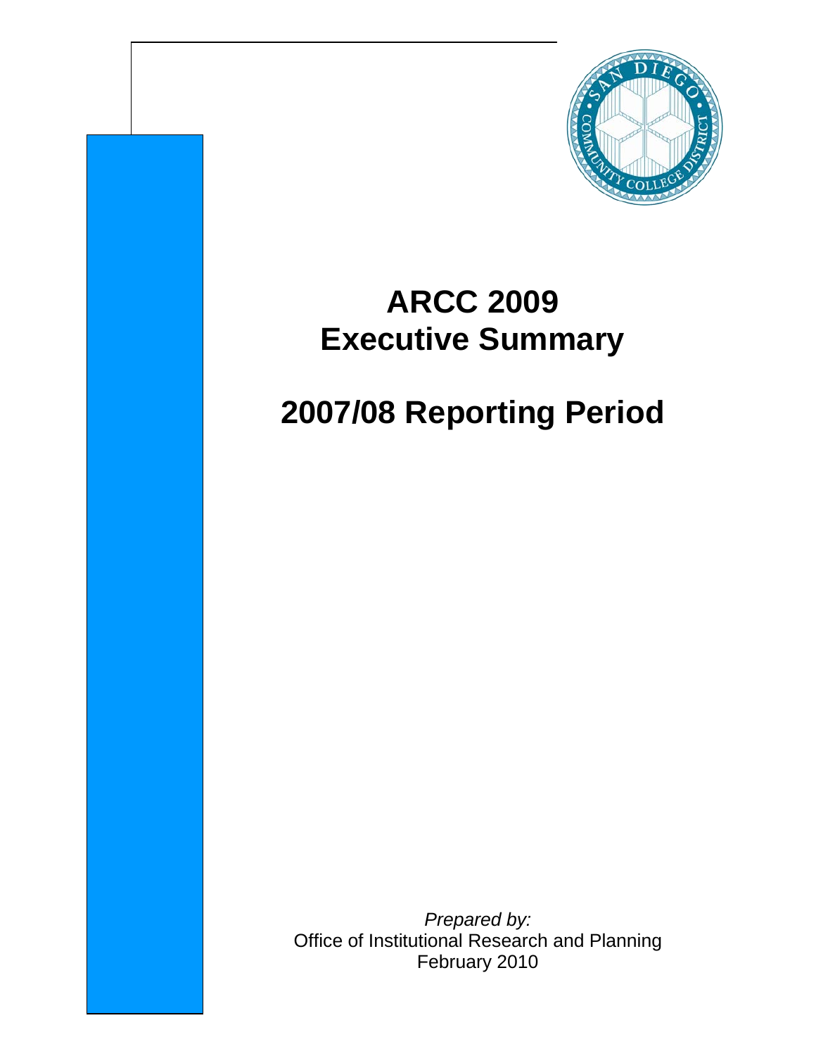# ARCC 2009
# Executive Summary

# 2007/08 Reporting Period

*Prepared by:*
Office of Institutional Research and Planning
February 2010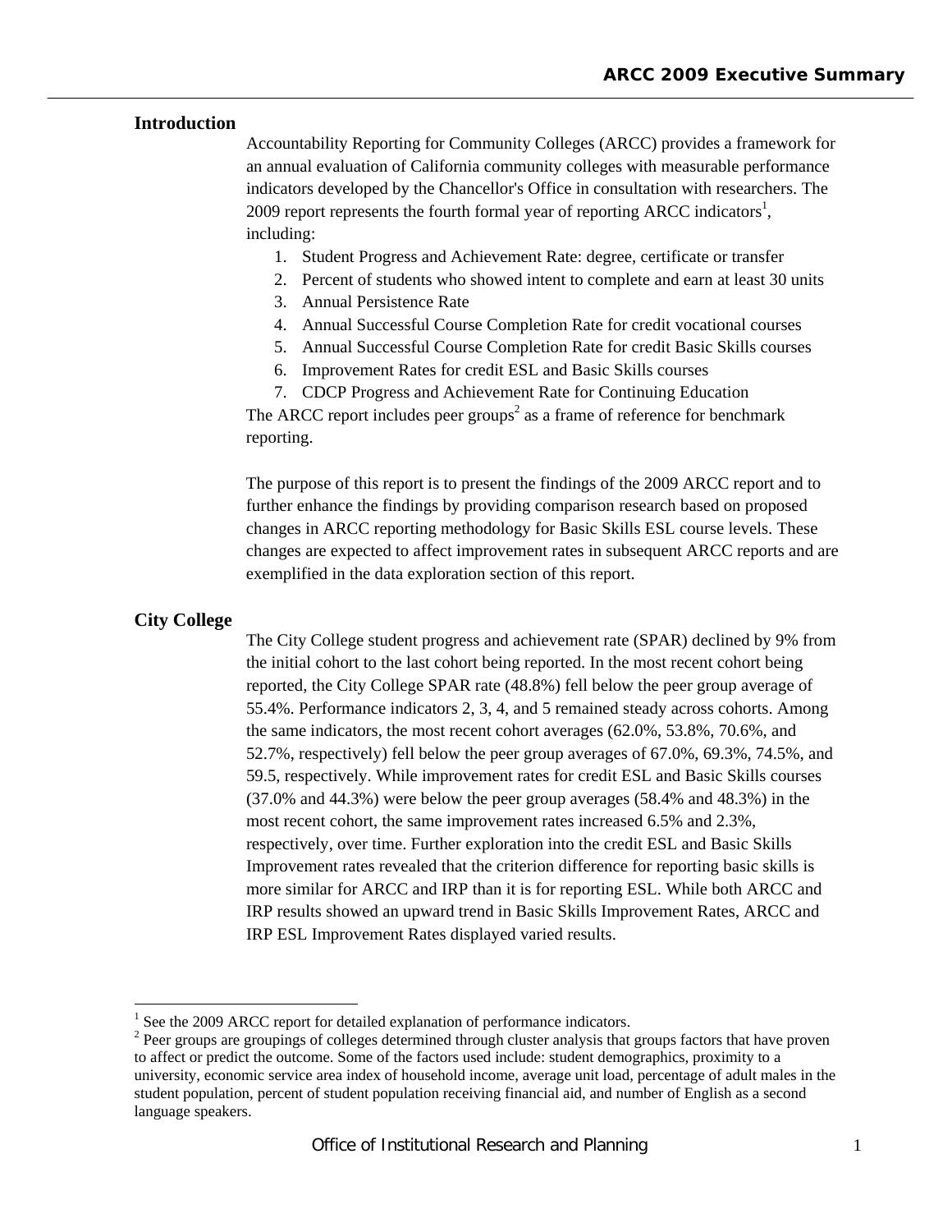## Introduction

Accountability Reporting for Community Colleges (ARCC) provides a framework for an annual evaluation of California community colleges with measurable performance indicators developed by the Chancellor's Office in consultation with researchers. The 2009 report represents the fourth formal year of reporting ARCC indicators[1], including:

1. Student Progress and Achievement Rate: degree, certificate or transfer
2. Percent of students who showed intent to complete and earn at least 30 units
3. Annual Persistence Rate
4. Annual Successful Course Completion Rate for credit vocational courses
5. Annual Successful Course Completion Rate for credit Basic Skills courses
6. Improvement Rates for credit ESL and Basic Skills courses
7. CDCP Progress and Achievement Rate for Continuing Education

The ARCC report includes peer groups[2] as a frame of reference for benchmark reporting.

The purpose of this report is to present the findings of the 2009 ARCC report and to further enhance the findings by providing comparison research based on proposed changes in ARCC reporting methodology for Basic Skills ESL course levels. These changes are expected to affect improvement rates in subsequent ARCC reports and are exemplified in the data exploration section of this report.

## City College

The City College student progress and achievement rate (SPAR) declined by 9% from the initial cohort to the last cohort being reported. In the most recent cohort being reported, the City College SPAR rate (48.8%) fell below the peer group average of 55.4%. Performance indicators 2, 3, 4, and 5 remained steady across cohorts. Among the same indicators, the most recent cohort averages (62.0%, 53.8%, 70.6%, and 52.7%, respectively) fell below the peer group averages of 67.0%, 69.3%, 74.5%, and 59.5, respectively. While improvement rates for credit ESL and Basic Skills courses (37.0% and 44.3%) were below the peer group averages (58.4% and 48.3%) in the most recent cohort, the same improvement rates increased 6.5% and 2.3%, respectively, over time. Further exploration into the credit ESL and Basic Skills Improvement rates revealed that the criterion difference for reporting basic skills is more similar for ARCC and IRP than it is for reporting ESL. While both ARCC and IRP results showed an upward trend in Basic Skills Improvement Rates, ARCC and IRP ESL Improvement Rates displayed varied results.

---

[1] See the 2009 ARCC report for detailed explanation of performance indicators.

[2] Peer groups are groupings of colleges determined through cluster analysis that groups factors that have proven to affect or predict the outcome. Some of the factors used include: student demographics, proximity to a university, economic service area index of household income, average unit load, percentage of adult males in the student population, percent of student population receiving financial aid, and number of English as a second language speakers.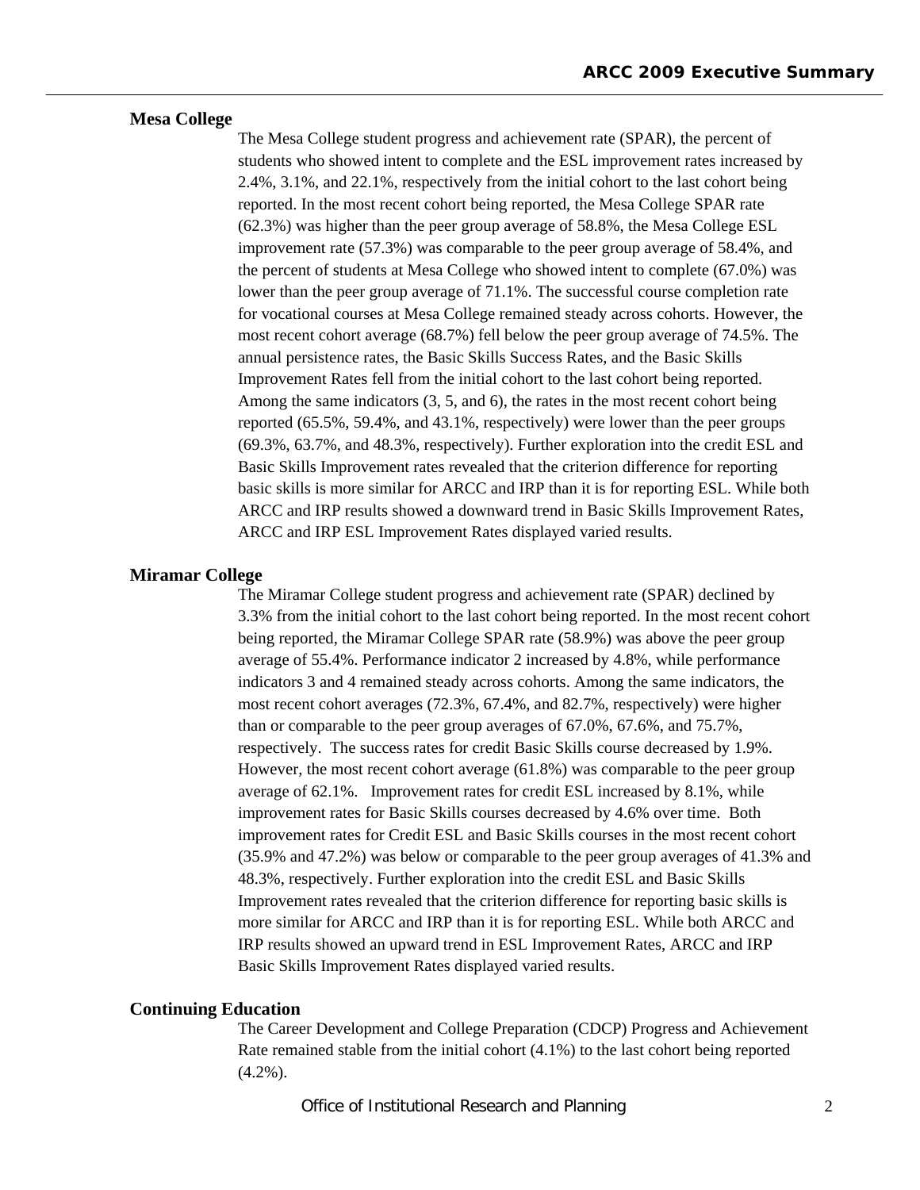## Mesa College

The Mesa College student progress and achievement rate (SPAR), the percent of students who showed intent to complete and the ESL improvement rates increased by 2.4%, 3.1%, and 22.1%, respectively from the initial cohort to the last cohort being reported. In the most recent cohort being reported, the Mesa College SPAR rate (62.3%) was higher than the peer group average of 58.8%, the Mesa College ESL improvement rate (57.3%) was comparable to the peer group average of 58.4%, and the percent of students at Mesa College who showed intent to complete (67.0%) was lower than the peer group average of 71.1%. The successful course completion rate for vocational courses at Mesa College remained steady across cohorts. However, the most recent cohort average (68.7%) fell below the peer group average of 74.5%. The annual persistence rates, the Basic Skills Success Rates, and the Basic Skills Improvement Rates fell from the initial cohort to the last cohort being reported. Among the same indicators (3, 5, and 6), the rates in the most recent cohort being reported (65.5%, 59.4%, and 43.1%, respectively) were lower than the peer groups (69.3%, 63.7%, and 48.3%, respectively). Further exploration into the credit ESL and Basic Skills Improvement rates revealed that the criterion difference for reporting basic skills is more similar for ARCC and IRP than it is for reporting ESL. While both ARCC and IRP results showed a downward trend in Basic Skills Improvement Rates, ARCC and IRP ESL Improvement Rates displayed varied results.

## Miramar College

The Miramar College student progress and achievement rate (SPAR) declined by 3.3% from the initial cohort to the last cohort being reported. In the most recent cohort being reported, the Miramar College SPAR rate (58.9%) was above the peer group average of 55.4%. Performance indicator 2 increased by 4.8%, while performance indicators 3 and 4 remained steady across cohorts. Among the same indicators, the most recent cohort averages (72.3%, 67.4%, and 82.7%, respectively) were higher than or comparable to the peer group averages of 67.0%, 67.6%, and 75.7%, respectively. The success rates for credit Basic Skills course decreased by 1.9%. However, the most recent cohort average (61.8%) was comparable to the peer group average of 62.1%. Improvement rates for credit ESL increased by 8.1%, while improvement rates for Basic Skills courses decreased by 4.6% over time. Both improvement rates for Credit ESL and Basic Skills courses in the most recent cohort (35.9% and 47.2%) was below or comparable to the peer group averages of 41.3% and 48.3%, respectively. Further exploration into the credit ESL and Basic Skills Improvement rates revealed that the criterion difference for reporting basic skills is more similar for ARCC and IRP than it is for reporting ESL. While both ARCC and IRP results showed an upward trend in ESL Improvement Rates, ARCC and IRP Basic Skills Improvement Rates displayed varied results.

## Continuing Education

The Career Development and College Preparation (CDCP) Progress and Achievement Rate remained stable from the initial cohort (4.1%) to the last cohort being reported (4.2%).